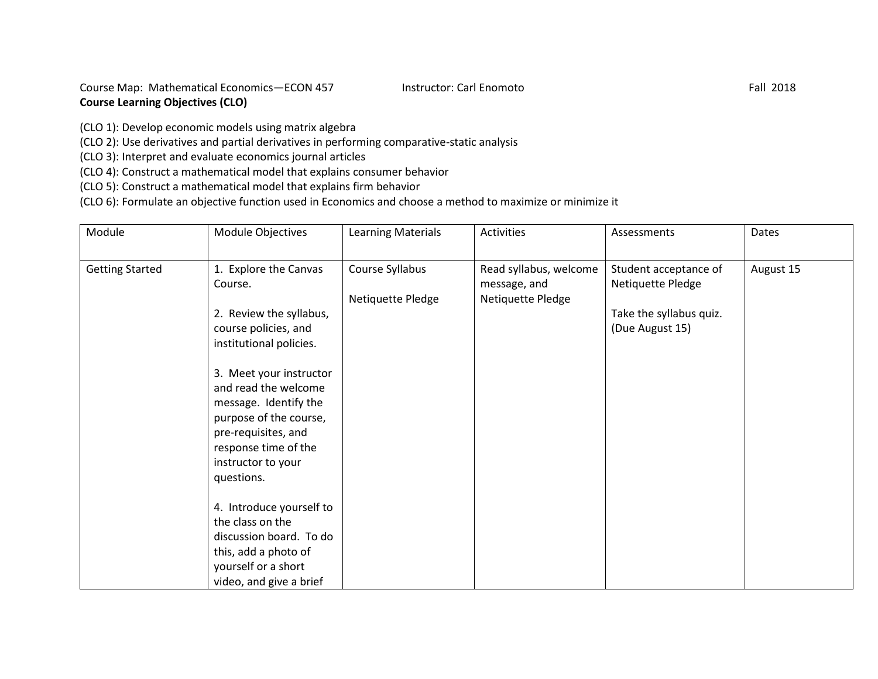Course Map: Mathematical Economics—ECON 457 Instructor: Carl Enomoto Fall 2018

**Course Learning Objectives (CLO)**

(CLO 1): Develop economic models using matrix algebra
(CLO 2): Use derivatives and partial derivatives in performing comparative-static analysis
(CLO 3): Interpret and evaluate economics journal articles
(CLO 4): Construct a mathematical model that explains consumer behavior
(CLO 5): Construct a mathematical model that explains firm behavior
(CLO 6): Formulate an objective function used in Economics and choose a method to maximize or minimize it

| Module | Module Objectives | Learning Materials | Activities | Assessments | Dates |
|---|---|---|---|---|---|
| Getting Started | 1. Explore the Canvas Course.<br><br>2. Review the syllabus, course policies, and institutional policies.<br><br>3. Meet your instructor and read the welcome message. Identify the purpose of the course, pre-requisites, and response time of the instructor to your questions.<br><br>4. Introduce yourself to the class on the discussion board. To do this, add a photo of yourself or a short video, and give a brief | Course Syllabus<br><br>Netiquette Pledge | Read syllabus, welcome message, and Netiquette Pledge | Student acceptance of Netiquette Pledge<br><br>Take the syllabus quiz. (Due August 15) | August 15 |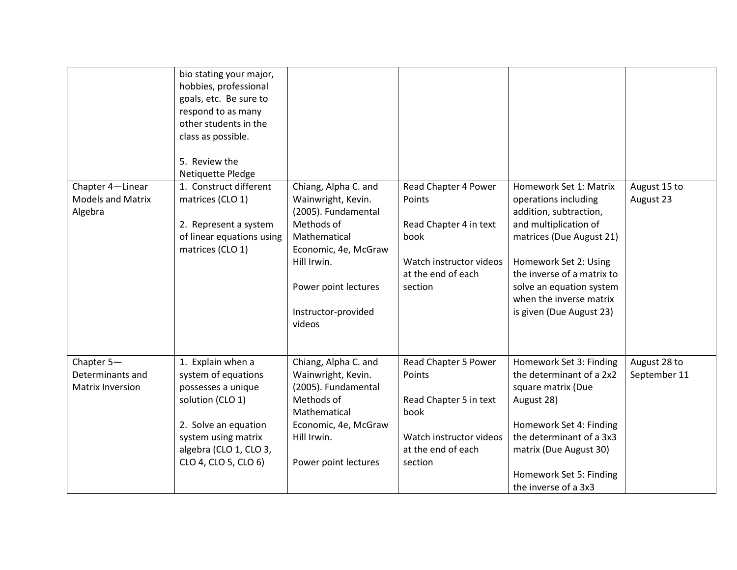| | | | | | |
|---|---|---|---|---|---|
| | bio stating your major, hobbies, professional goals, etc. Be sure to respond to as many other students in the class as possible.<br><br>5. Review the Netiquette Pledge | | | | |
| Chapter 4—Linear Models and Matrix Algebra | 1. Construct different matrices (CLO 1)<br><br>2. Represent a system of linear equations using matrices (CLO 1) | Chiang, Alpha C. and Wainwright, Kevin. (2005). Fundamental Methods of Mathematical Economic, 4e, McGraw Hill Irwin.<br><br>Power point lectures<br><br>Instructor-provided videos | Read Chapter 4 Power Points<br><br>Read Chapter 4 in text book<br><br>Watch instructor videos at the end of each section | Homework Set 1: Matrix operations including addition, subtraction, and multiplication of matrices (Due August 21)<br><br>Homework Set 2: Using the inverse of a matrix to solve an equation system when the inverse matrix is given (Due August 23) | August 15 to August 23 |
| Chapter 5—Determinants and Matrix Inversion | 1. Explain when a system of equations possesses a unique solution (CLO 1)<br><br>2. Solve an equation system using matrix algebra (CLO 1, CLO 3, CLO 4, CLO 5, CLO 6) | Chiang, Alpha C. and Wainwright, Kevin. (2005). Fundamental Methods of Mathematical Economic, 4e, McGraw Hill Irwin.<br><br>Power point lectures | Read Chapter 5 Power Points<br><br>Read Chapter 5 in text book<br><br>Watch instructor videos at the end of each section | Homework Set 3: Finding the determinant of a 2x2 square matrix (Due August 28)<br><br>Homework Set 4: Finding the determinant of a 3x3 matrix (Due August 30)<br><br>Homework Set 5: Finding the inverse of a 3x3 | August 28 to September 11 |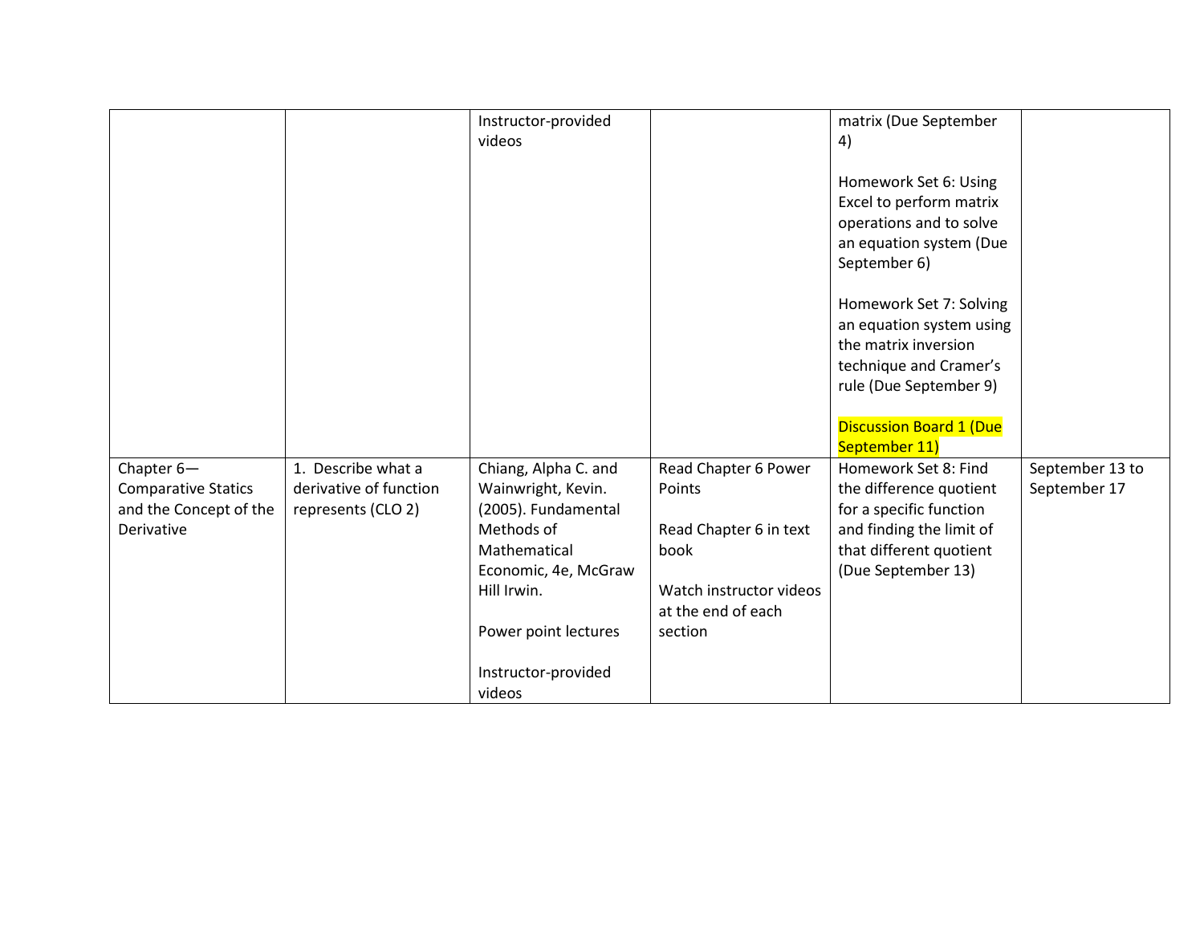| | | | | | |
|---|---|---|---|---|---|
| | | Instructor-provided videos | | matrix (Due September 4)<br><br>Homework Set 6: Using Excel to perform matrix operations and to solve an equation system (Due September 6)<br><br>Homework Set 7: Solving an equation system using the matrix inversion technique and Cramer's rule (Due September 9)<br><br>Discussion Board 1 (Due September 11) | |
| Chapter 6—Comparative Statics and the Concept of the Derivative | 1. Describe what a derivative of function represents (CLO 2) | Chiang, Alpha C. and Wainwright, Kevin. (2005). Fundamental Methods of Mathematical Economic, 4e, McGraw Hill Irwin.<br><br>Power point lectures<br><br>Instructor-provided videos | Read Chapter 6 Power Points<br><br>Read Chapter 6 in text book<br><br>Watch instructor videos at the end of each section | Homework Set 8: Find the difference quotient for a specific function and finding the limit of that different quotient (Due September 13) | September 13 to September 17 |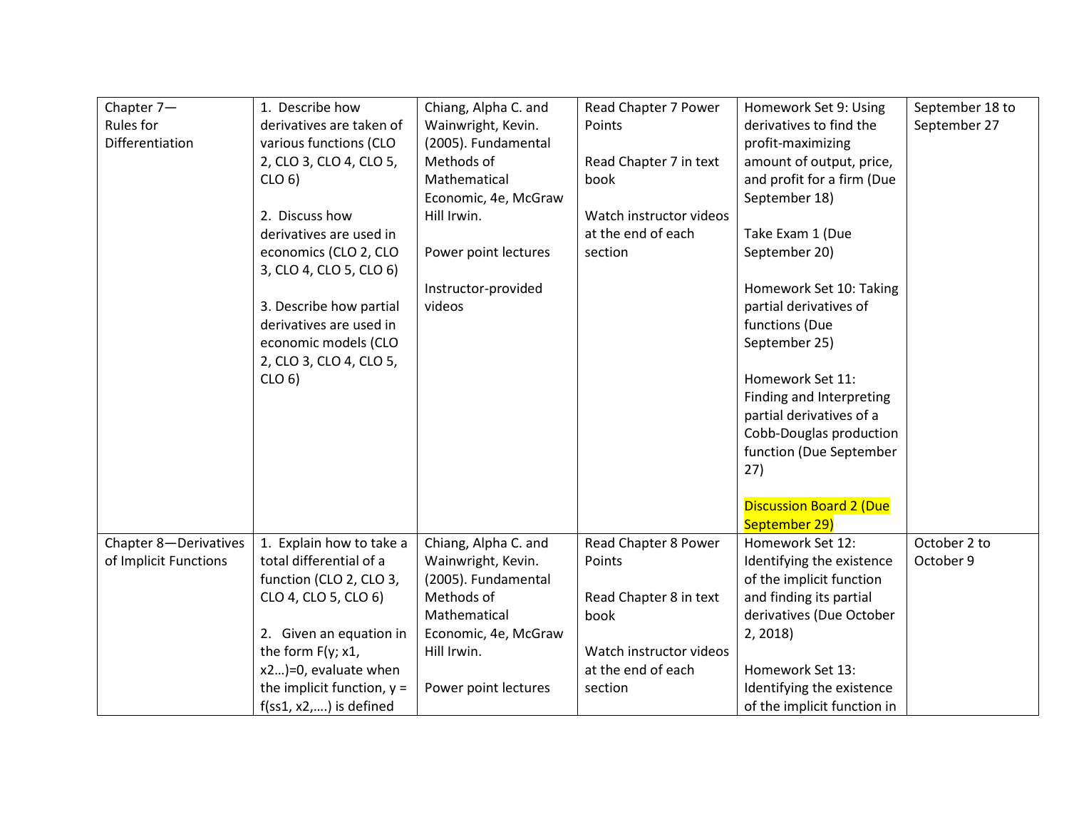| | | | | | |
|---|---|---|---|---|---|
| Chapter 7—Rules for Differentiation | 1. Describe how derivatives are taken of various functions (CLO 2, CLO 3, CLO 4, CLO 5, CLO 6)<br><br>2. Discuss how derivatives are used in economics (CLO 2, CLO 3, CLO 4, CLO 5, CLO 6)<br><br>3. Describe how partial derivatives are used in economic models (CLO 2, CLO 3, CLO 4, CLO 5, CLO 6) | Chiang, Alpha C. and Wainwright, Kevin. (2005). Fundamental Methods of Mathematical Economic, 4e, McGraw Hill Irwin.<br><br>Power point lectures<br><br>Instructor-provided videos | Read Chapter 7 Power Points<br><br>Read Chapter 7 in text book<br><br>Watch instructor videos at the end of each section | Homework Set 9: Using derivatives to find the profit-maximizing amount of output, price, and profit for a firm (Due September 18)<br><br>Take Exam 1 (Due September 20)<br><br>Homework Set 10: Taking partial derivatives of functions (Due September 25)<br><br>Homework Set 11: Finding and Interpreting partial derivatives of a Cobb-Douglas production function (Due September 27)<br><br>Discussion Board 2 (Due September 29) | September 18 to September 27 |
| Chapter 8—Derivatives of Implicit Functions | 1. Explain how to take a total differential of a function (CLO 2, CLO 3, CLO 4, CLO 5, CLO 6)<br><br>2. Given an equation in the form F(y; x1, x2…)=0, evaluate when the implicit function, y = f(ss1, x2,….) is defined | Chiang, Alpha C. and Wainwright, Kevin. (2005). Fundamental Methods of Mathematical Economic, 4e, McGraw Hill Irwin.<br><br>Power point lectures | Read Chapter 8 Power Points<br><br>Read Chapter 8 in text book<br><br>Watch instructor videos at the end of each section | Homework Set 12: Identifying the existence of the implicit function and finding its partial derivatives (Due October 2, 2018)<br><br>Homework Set 13: Identifying the existence of the implicit function in | October 2 to October 9 |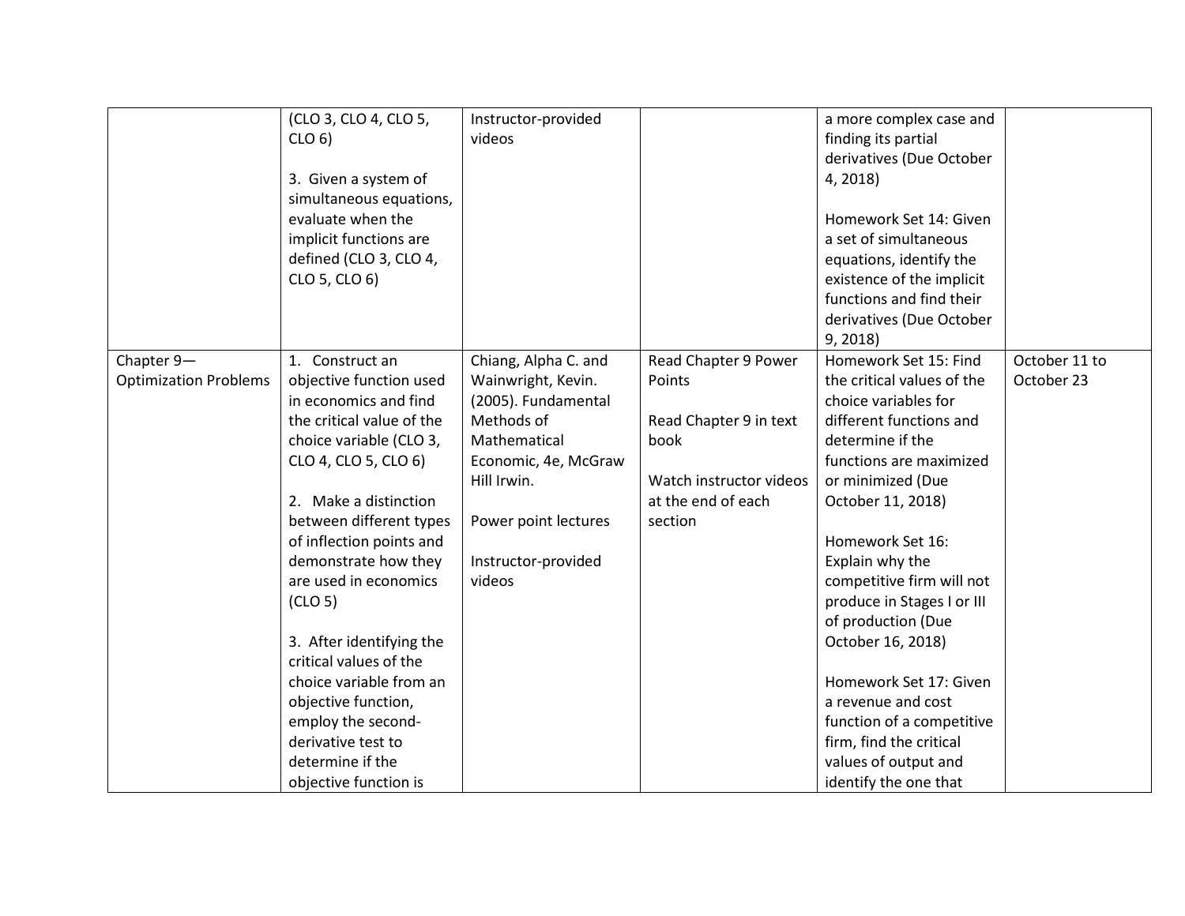| | | | | | |
|---|---|---|---|---|---|
| | (CLO 3, CLO 4, CLO 5, CLO 6)<br><br>3. Given a system of simultaneous equations, evaluate when the implicit functions are defined (CLO 3, CLO 4, CLO 5, CLO 6) | Instructor-provided videos | | a more complex case and finding its partial derivatives (Due October 4, 2018)<br><br>Homework Set 14: Given a set of simultaneous equations, identify the existence of the implicit functions and find their derivatives (Due October 9, 2018) | |
| Chapter 9—Optimization Problems | 1. Construct an objective function used in economics and find the critical value of the choice variable (CLO 3, CLO 4, CLO 5, CLO 6)<br><br>2. Make a distinction between different types of inflection points and demonstrate how they are used in economics (CLO 5)<br><br>3. After identifying the critical values of the choice variable from an objective function, employ the second-derivative test to determine if the objective function is | Chiang, Alpha C. and Wainwright, Kevin. (2005). Fundamental Methods of Mathematical Economic, 4e, McGraw Hill Irwin.<br><br>Power point lectures<br><br>Instructor-provided videos | Read Chapter 9 Power Points<br><br>Read Chapter 9 in text book<br><br>Watch instructor videos at the end of each section | Homework Set 15: Find the critical values of the choice variables for different functions and determine if the functions are maximized or minimized (Due October 11, 2018)<br><br>Homework Set 16: Explain why the competitive firm will not produce in Stages I or III of production (Due October 16, 2018)<br><br>Homework Set 17: Given a revenue and cost function of a competitive firm, find the critical values of output and identify the one that | October 11 to October 23 |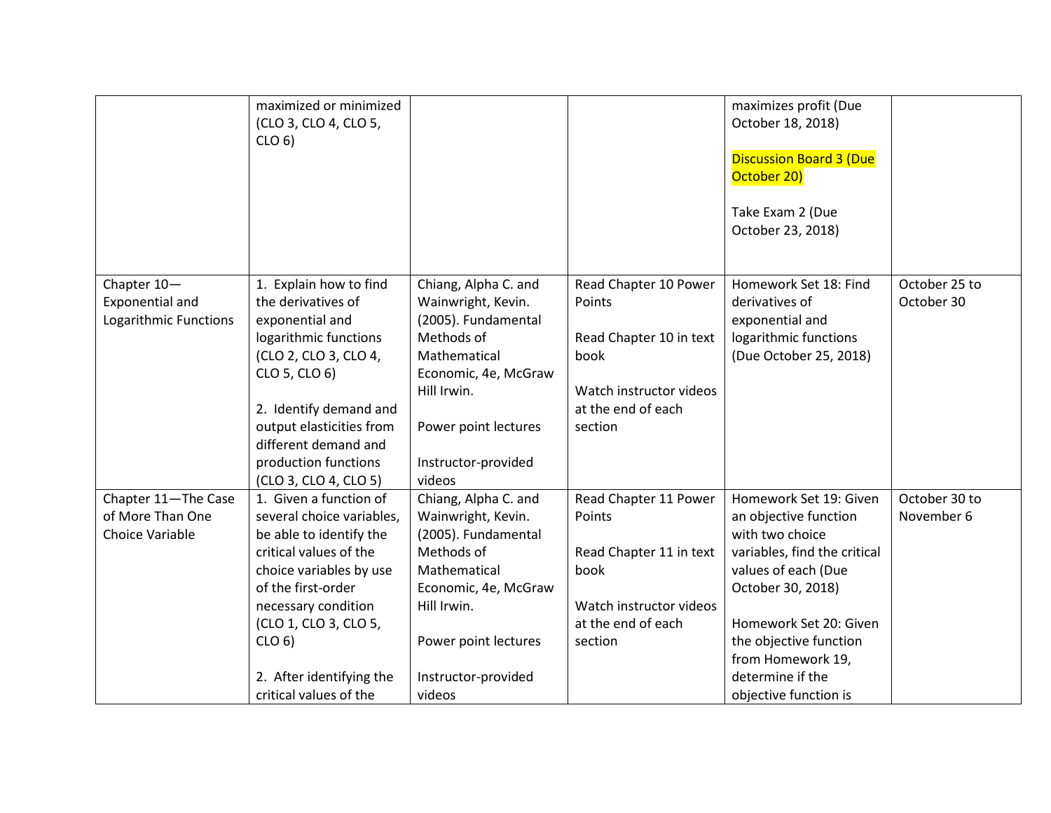| | | | | | |
|---|---|---|---|---|---|
| | maximized or minimized (CLO 3, CLO 4, CLO 5, CLO 6) | | | maximizes profit (Due October 18, 2018)<br><br>Discussion Board 3 (Due October 20)<br><br>Take Exam 2 (Due October 23, 2018) | |
| Chapter 10—Exponential and Logarithmic Functions | 1. Explain how to find the derivatives of exponential and logarithmic functions (CLO 2, CLO 3, CLO 4, CLO 5, CLO 6)<br><br>2. Identify demand and output elasticities from different demand and production functions (CLO 3, CLO 4, CLO 5) | Chiang, Alpha C. and Wainwright, Kevin. (2005). Fundamental Methods of Mathematical Economic, 4e, McGraw Hill Irwin.<br><br>Power point lectures<br><br>Instructor-provided videos | Read Chapter 10 Power Points<br><br>Read Chapter 10 in text book<br><br>Watch instructor videos at the end of each section | Homework Set 18: Find derivatives of exponential and logarithmic functions (Due October 25, 2018) | October 25 to October 30 |
| Chapter 11—The Case of More Than One Choice Variable | 1. Given a function of several choice variables, be able to identify the critical values of the choice variables by use of the first-order necessary condition (CLO 1, CLO 3, CLO 5, CLO 6)<br><br>2. After identifying the critical values of the | Chiang, Alpha C. and Wainwright, Kevin. (2005). Fundamental Methods of Mathematical Economic, 4e, McGraw Hill Irwin.<br><br>Power point lectures<br><br>Instructor-provided videos | Read Chapter 11 Power Points<br><br>Read Chapter 11 in text book<br><br>Watch instructor videos at the end of each section | Homework Set 19: Given an objective function with two choice variables, find the critical values of each (Due October 30, 2018)<br><br>Homework Set 20: Given the objective function from Homework 19, determine if the objective function is | October 30 to November 6 |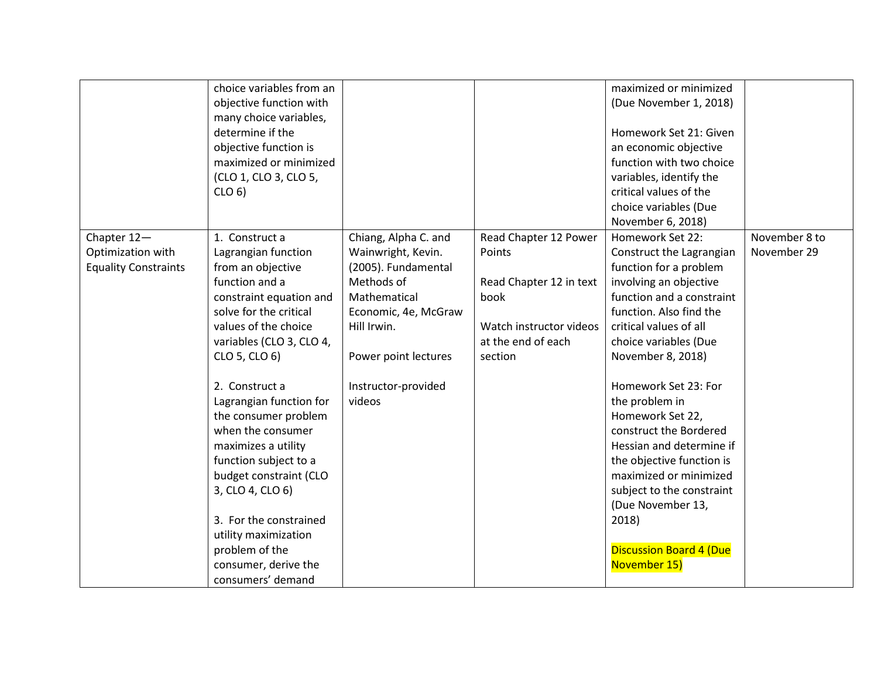| | | | | | |
|---|---|---|---|---|---|
| | choice variables from an objective function with many choice variables, determine if the objective function is maximized or minimized (CLO 1, CLO 3, CLO 5, CLO 6) | | | maximized or minimized (Due November 1, 2018)<br><br>Homework Set 21: Given an economic objective function with two choice variables, identify the critical values of the choice variables (Due November 6, 2018) | |
| Chapter 12—Optimization with Equality Constraints | 1. Construct a Lagrangian function from an objective function and a constraint equation and solve for the critical values of the choice variables (CLO 3, CLO 4, CLO 5, CLO 6)<br><br>2. Construct a Lagrangian function for the consumer problem when the consumer maximizes a utility function subject to a budget constraint (CLO 3, CLO 4, CLO 6)<br><br>3. For the constrained utility maximization problem of the consumer, derive the consumers' demand | Chiang, Alpha C. and Wainwright, Kevin. (2005). Fundamental Methods of Mathematical Economic, 4e, McGraw Hill Irwin.<br><br>Power point lectures<br><br>Instructor-provided videos | Read Chapter 12 Power Points<br><br>Read Chapter 12 in text book<br><br>Watch instructor videos at the end of each section | Homework Set 22: Construct the Lagrangian function for a problem involving an objective function and a constraint function. Also find the critical values of all choice variables (Due November 8, 2018)<br><br>Homework Set 23: For the problem in Homework Set 22, construct the Bordered Hessian and determine if the objective function is maximized or minimized subject to the constraint (Due November 13, 2018)<br><br>Discussion Board 4 (Due November 15) | November 8 to November 29 |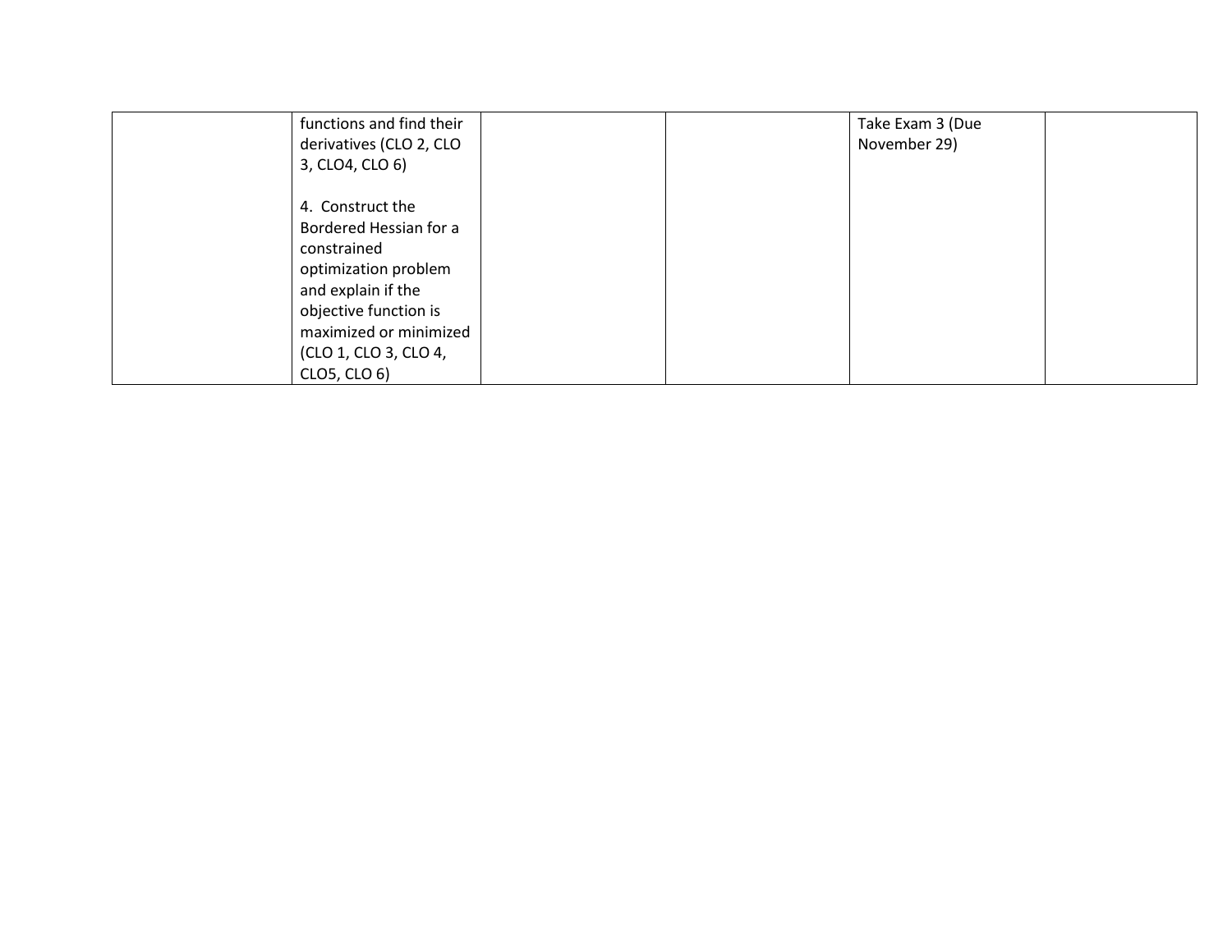| | | | | | |
|---|---|---|---|---|---|
| | functions and find their derivatives (CLO 2, CLO 3, CLO4, CLO 6)<br><br>4. Construct the Bordered Hessian for a constrained optimization problem and explain if the objective function is maximized or minimized (CLO 1, CLO 3, CLO 4, CLO5, CLO 6) | | | Take Exam 3 (Due November 29) | |